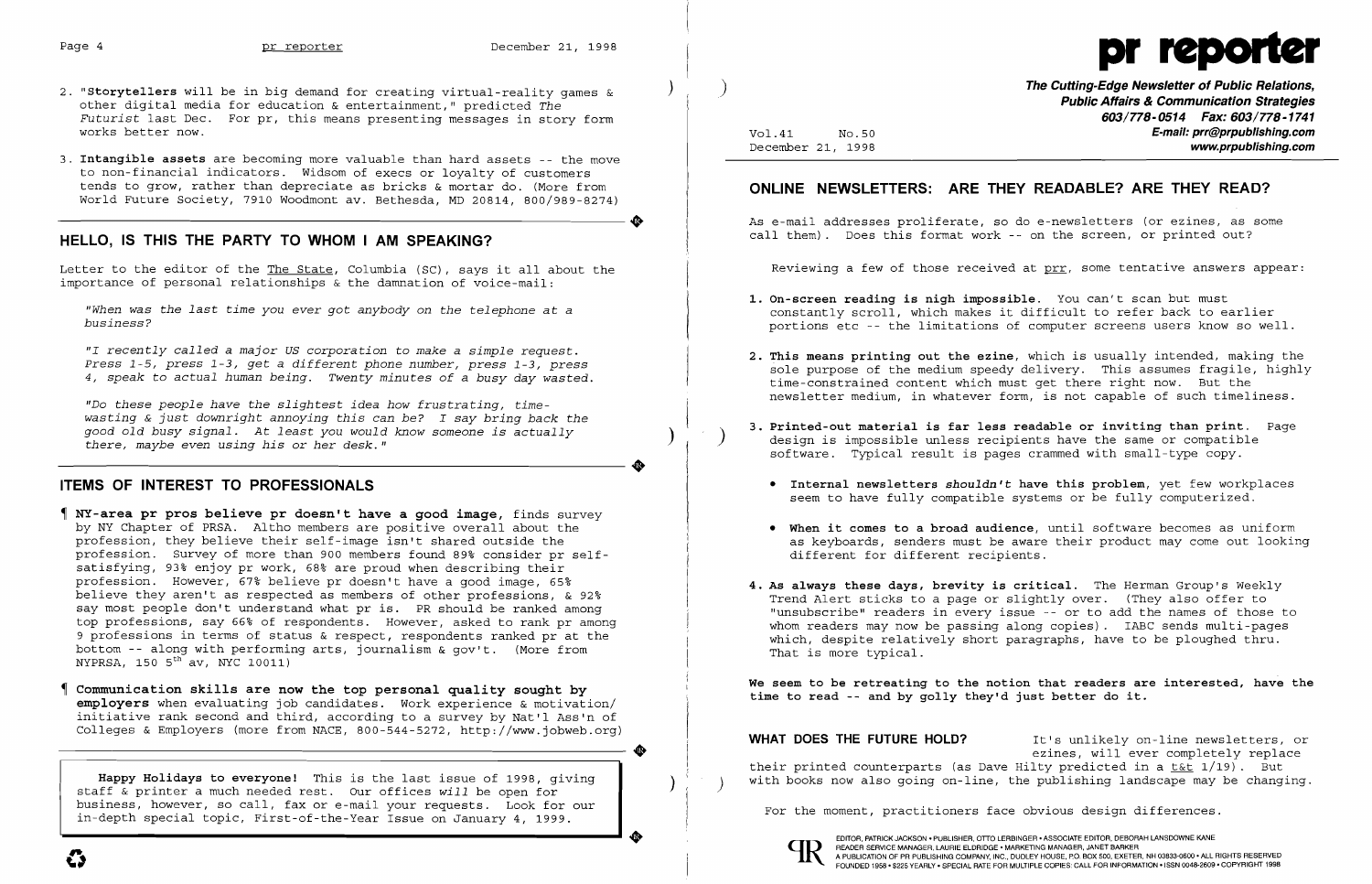2. **"Storytellers** will be in big demand for creating virtual-reality games & other digital media for education & entertainment," predicted *The Futurist* last Dec. For pr, this means presenting messages in story form works better now.

3. **Intangible assets** are becoming more valuable than hard assets -- the move to non-financial indicators. Widsom of execs or loyalty of customers tends to grow, rather than depreciate as bricks & mortar do. (More from World Future Society, 7910 Woodmont av. Bethesda, MD 20814, 800/989-8274)

## HELLO, IS THIS THE PARTY TO WHOM I AM SPEAKING?

Letter to the editor of the The State, Columbia (SC), says it all about the importance of personal relationships & the damnation of voice-mail:

*"When was the last time you ever got anybody on the telephone at a business?*

*"I recently called a major US corporation to make a simple request. Press 1-5, press 1-3, get a different phone number, press 1-3, press 4, speak to actual human being. Twenty minutes of a busy day wasted.*

*"Do these people have the slightest idea how frustrating, time-wasting & just downright annoying this can be? I say bring back the good old busy signal. At least you would know someone is actually there, maybe even using his or her desk."*

## ITEMS OF INTEREST TO PROFESSIONALS

¶ **NY-area pr pros believe pr doesn't have a good image,** finds survey by NY Chapter of PRSA. Altho members are positive overall about the profession, they believe their self-image isn't shared outside the profession. Survey of more than 900 members found 89% consider pr self-satisfying, 93% enjoy pr work, 68% are proud when describing their profession. However, 67% believe pr doesn't have a good image, 65% believe they aren't as respected as members of other professions, & 92% say most people don't understand what pr is. PR should be ranked among top professions, say 66% of respondents. However, asked to rank pr among 9 professions in terms of status & respect, respondents ranked pr at the bottom -- along with performing arts, journalism & gov't. (More from NYPRSA, 150 5th av, NYC 10011)

¶ **Communication skills are now the top personal quality sought by employers** when evaluating job candidates. Work experience & motivation/initiative rank second and third, according to a survey by Nat'l Ass'n of Colleges & Employers (more from NACE, 800-544-5272, http://www.jobweb.org)

**Happy Holidays to everyone!** This is the last issue of 1998, giving staff & printer a much needed rest. Our offices *will* be open for business, however, so call, fax or e-mail your requests. Look for our in-depth special topic, First-of-the-Year Issue on January 4, 1999.

# pr reporter

**The Cutting-Edge Newsletter of Public Relations, Public Affairs & Communication Strategies**
**603/778-0514 Fax: 603/778-1741**
**E-mail: prr@prpublishing.com**
**www.prpublishing.com**

Vol.41 No.50
December 21, 1998

## ONLINE NEWSLETTERS: ARE THEY READABLE? ARE THEY READ?

As e-mail addresses proliferate, so do e-newsletters (or ezines, as some call them). Does this format work -- on the screen, or printed out?

Reviewing a few of those received at prr, some tentative answers appear:

1. **On-screen reading is nigh impossible.** You can't scan but must constantly scroll, which makes it difficult to refer back to earlier portions etc -- the limitations of computer screens users know so well.

2. **This means printing out the ezine,** which is usually intended, making the sole purpose of the medium speedy delivery. This assumes fragile, highly time-constrained content which must get there right now. But the newsletter medium, in whatever form, is not capable of such timeliness.

3. **Printed-out material is far less readable or inviting than print.** Page design is impossible unless recipients have the same or compatible software. Typical result is pages crammed with small-type copy.

   - **Internal newsletters *shouldn't* have this problem,** yet few workplaces seem to have fully compatible systems or be fully computerized.
   - **When it comes to a broad audience,** until software becomes as uniform as keyboards, senders must be aware their product may come out looking different for different recipients.

4. **As always these days, brevity is critical.** The Herman Group's Weekly Trend Alert sticks to a page or slightly over. (They also offer to "unsubscribe" readers in every issue -- or to add the names of those to whom readers may now be passing along copies). IABC sends multi-pages which, despite relatively short paragraphs, have to be ploughed thru. That is more typical.

**We seem to be retreating to the notion that readers are interested, have the time to read -- and by golly they'd just better do it.**

**WHAT DOES THE FUTURE HOLD?** It's unlikely on-line newsletters, or ezines, will ever completely replace their printed counterparts (as Dave Hilty predicted in a t&t 1/19). But with books now also going on-line, the publishing landscape may be changing.

For the moment, practitioners face obvious design differences.

EDITOR, PATRICK JACKSON • PUBLISHER, OTTO LERBINGER • ASSOCIATE EDITOR, DEBORAH LANSDOWNE KANE
READER SERVICE MANAGER, LAURIE ELDRIDGE • MARKETING MANAGER, JANET BARKER
A PUBLICATION OF PR PUBLISHING COMPANY, INC., DUDLEY HOUSE, P.O. BOX 600, EXETER, NH 03833-0600 • ALL RIGHTS RESERVED
FOUNDED 1958 • $225 YEARLY • SPECIAL RATE FOR MULTIPLE COPIES: CALL FOR INFORMATION • ISSN 0048-2609 • COPYRIGHT 1998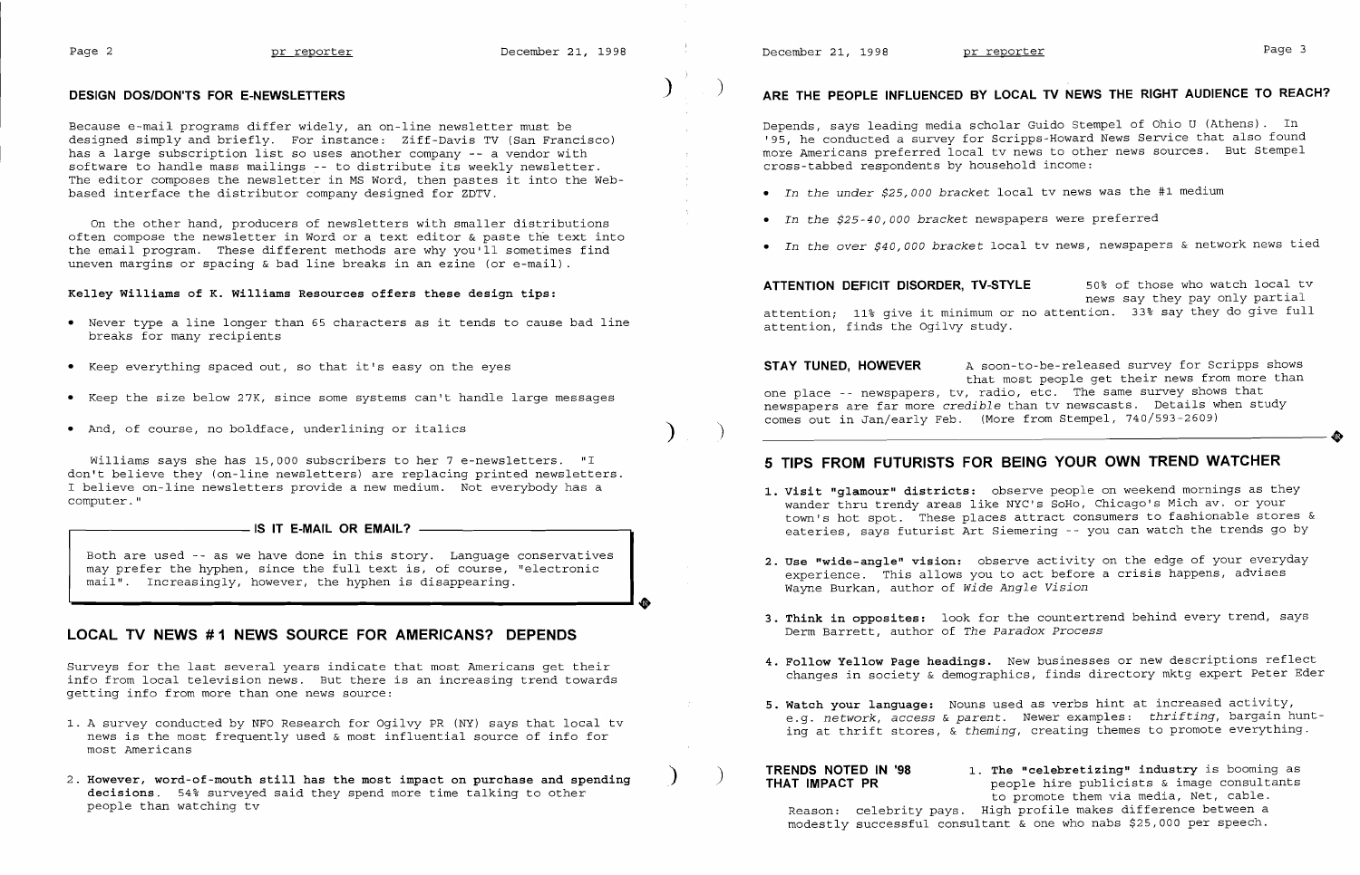## DESIGN DOS/DON'TS FOR E-NEWSLETTERS

Because e-mail programs differ widely, an on-line newsletter must be designed simply and briefly. For instance: Ziff-Davis TV (San Francisco) has a large subscription list so uses another company -- a vendor with software to handle mass mailings -- to distribute its weekly newsletter. The editor composes the newsletter in MS Word, then pastes it into the Web-based interface the distributor company designed for ZDTV.

On the other hand, producers of newsletters with smaller distributions often compose the newsletter in Word or a text editor & paste the text into the email program. These different methods are why you'll sometimes find uneven margins or spacing & bad line breaks in an ezine (or e-mail).

**Kelley Williams of K. Williams Resources offers these design tips:**

- Never type a line longer than 65 characters as it tends to cause bad line breaks for many recipients
- Keep everything spaced out, so that it's easy on the eyes
- Keep the size below 27K, since some systems can't handle large messages
- And, of course, no boldface, underlining or italics

Williams says she has 15,000 subscribers to her 7 e-newsletters. "I don't believe they (on-line newsletters) are replacing printed newsletters. I believe on-line newsletters provide a new medium. Not everybody has a computer."

**IS IT E-MAIL OR EMAIL?**

Both are used -- as we have done in this story. Language conservatives may prefer the hyphen, since the full text is, of course, "electronic mail". Increasingly, however, the hyphen is disappearing.

## LOCAL TV NEWS #1 NEWS SOURCE FOR AMERICANS? DEPENDS

Surveys for the last several years indicate that most Americans get their info from local television news. But there is an increasing trend towards getting info from more than one news source:

1. A survey conducted by NFO Research for Ogilvy PR (NY) says that local tv news is the most frequently used & most influential source of info for most Americans
2. **However, word-of-mouth still has the most impact on purchase and spending decisions.** 54% surveyed said they spend more time talking to other people than watching tv

## ARE THE PEOPLE INFLUENCED BY LOCAL TV NEWS THE RIGHT AUDIENCE TO REACH?

Depends, says leading media scholar Guido Stempel of Ohio U (Athens). In '95, he conducted a survey for Scripps-Howard News Service that also found more Americans preferred local tv news to other news sources. But Stempel cross-tabbed respondents by household income:

- *In the under $25,000 bracket* local tv news was the #1 medium
- *In the $25-40,000 bracket* newspapers were preferred
- *In the over $40,000 bracket* local tv news, newspapers & network news tied

**ATTENTION DEFICIT DISORDER, TV-STYLE** 50% of those who watch local tv news say they pay only partial attention; 11% give it minimum or no attention. 33% say they do give full attention, finds the Ogilvy study.

**STAY TUNED, HOWEVER** A soon-to-be-released survey for Scripps shows that most people get their news from more than one place -- newspapers, tv, radio, etc. The same survey shows that newspapers are far more *credible* than tv newscasts. Details when study comes out in Jan/early Feb. (More from Stempel, 740/593-2609)

## 5 TIPS FROM FUTURISTS FOR BEING YOUR OWN TREND WATCHER

1. **Visit "glamour" districts:** observe people on weekend mornings as they wander thru trendy areas like NYC's SoHo, Chicago's Mich av. or your town's hot spot. These places attract consumers to fashionable stores & eateries, says futurist Art Siemering -- you can watch the trends go by
2. **Use "wide-angle" vision:** observe activity on the edge of your everyday experience. This allows you to act before a crisis happens, advises Wayne Burkan, author of *Wide Angle Vision*
3. **Think in opposites:** look for the countertrend behind every trend, says Derm Barrett, author of *The Paradox Process*
4. **Follow Yellow Page headings.** New businesses or new descriptions reflect changes in society & demographics, finds directory mktg expert Peter Eder
5. **Watch your language:** Nouns used as verbs hint at increased activity, e.g. *network, access* & *parent*. Newer examples: *thrifting*, bargain hunting at thrift stores, & *theming*, creating themes to promote everything.

**TRENDS NOTED IN '98 THAT IMPACT PR**

1. **The "celebretizing" industry** is booming as people hire publicists & image consultants to promote them via media, Net, cable. Reason: celebrity pays. High profile makes difference between a modestly successful consultant & one who nabs $25,000 per speech.